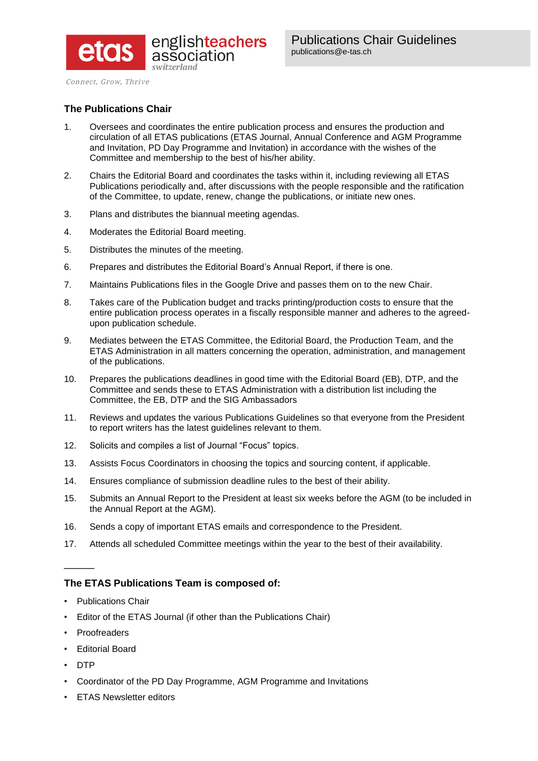etas englishteachers association switzerland

*Connect, Grow, Thrive*

# Publications Chair Guidelines

publications@e-tas.ch

## The Publications Chair

1. Oversees and coordinates the entire publication process and ensures the production and circulation of all ETAS publications (ETAS Journal, Annual Conference and AGM Programme and Invitation, PD Day Programme and Invitation) in accordance with the wishes of the Committee and membership to the best of his/her ability.
2. Chairs the Editorial Board and coordinates the tasks within it, including reviewing all ETAS Publications periodically and, after discussions with the people responsible and the ratification of the Committee, to update, renew, change the publications, or initiate new ones.
3. Plans and distributes the biannual meeting agendas.
4. Moderates the Editorial Board meeting.
5. Distributes the minutes of the meeting.
6. Prepares and distributes the Editorial Board's Annual Report, if there is one.
7. Maintains Publications files in the Google Drive and passes them on to the new Chair.
8. Takes care of the Publication budget and tracks printing/production costs to ensure that the entire publication process operates in a fiscally responsible manner and adheres to the agreed-upon publication schedule.
9. Mediates between the ETAS Committee, the Editorial Board, the Production Team, and the ETAS Administration in all matters concerning the operation, administration, and management of the publications.
10. Prepares the publications deadlines in good time with the Editorial Board (EB), DTP, and the Committee and sends these to ETAS Administration with a distribution list including the Committee, the EB, DTP and the SIG Ambassadors
11. Reviews and updates the various Publications Guidelines so that everyone from the President to report writers has the latest guidelines relevant to them.
12. Solicits and compiles a list of Journal "Focus" topics.
13. Assists Focus Coordinators in choosing the topics and sourcing content, if applicable.
14. Ensures compliance of submission deadline rules to the best of their ability.
15. Submits an Annual Report to the President at least six weeks before the AGM (to be included in the Annual Report at the AGM).
16. Sends a copy of important ETAS emails and correspondence to the President.
17. Attends all scheduled Committee meetings within the year to the best of their availability.

---

## The ETAS Publications Team is composed of:

- Publications Chair
- Editor of the ETAS Journal (if other than the Publications Chair)
- Proofreaders
- Editorial Board
- DTP
- Coordinator of the PD Day Programme, AGM Programme and Invitations
- ETAS Newsletter editors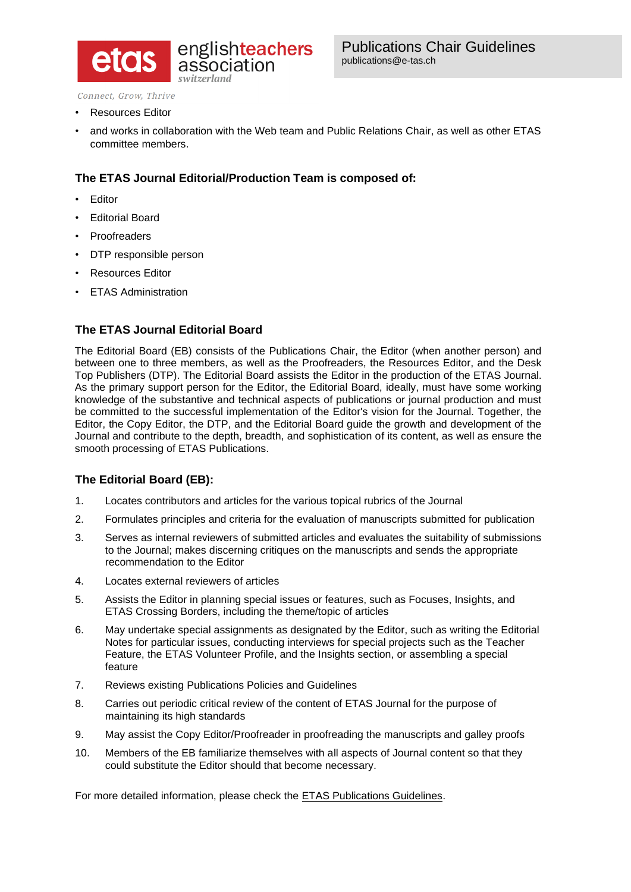- Resources Editor
- and works in collaboration with the Web team and Public Relations Chair, as well as other ETAS committee members.

### The ETAS Journal Editorial/Production Team is composed of:

- Editor
- Editorial Board
- Proofreaders
- DTP responsible person
- Resources Editor
- ETAS Administration

### The ETAS Journal Editorial Board

The Editorial Board (EB) consists of the Publications Chair, the Editor (when another person) and between one to three members, as well as the Proofreaders, the Resources Editor, and the Desk Top Publishers (DTP). The Editorial Board assists the Editor in the production of the ETAS Journal. As the primary support person for the Editor, the Editorial Board, ideally, must have some working knowledge of the substantive and technical aspects of publications or journal production and must be committed to the successful implementation of the Editor's vision for the Journal. Together, the Editor, the Copy Editor, the DTP, and the Editorial Board guide the growth and development of the Journal and contribute to the depth, breadth, and sophistication of its content, as well as ensure the smooth processing of ETAS Publications.

### The Editorial Board (EB):

1. Locates contributors and articles for the various topical rubrics of the Journal
2. Formulates principles and criteria for the evaluation of manuscripts submitted for publication
3. Serves as internal reviewers of submitted articles and evaluates the suitability of submissions to the Journal; makes discerning critiques on the manuscripts and sends the appropriate recommendation to the Editor
4. Locates external reviewers of articles
5. Assists the Editor in planning special issues or features, such as Focuses, Insights, and ETAS Crossing Borders, including the theme/topic of articles
6. May undertake special assignments as designated by the Editor, such as writing the Editorial Notes for particular issues, conducting interviews for special projects such as the Teacher Feature, the ETAS Volunteer Profile, and the Insights section, or assembling a special feature
7. Reviews existing Publications Policies and Guidelines
8. Carries out periodic critical review of the content of ETAS Journal for the purpose of maintaining its high standards
9. May assist the Copy Editor/Proofreader in proofreading the manuscripts and galley proofs
10. Members of the EB familiarize themselves with all aspects of Journal content so that they could substitute the Editor should that become necessary.

For more detailed information, please check the ETAS Publications Guidelines.